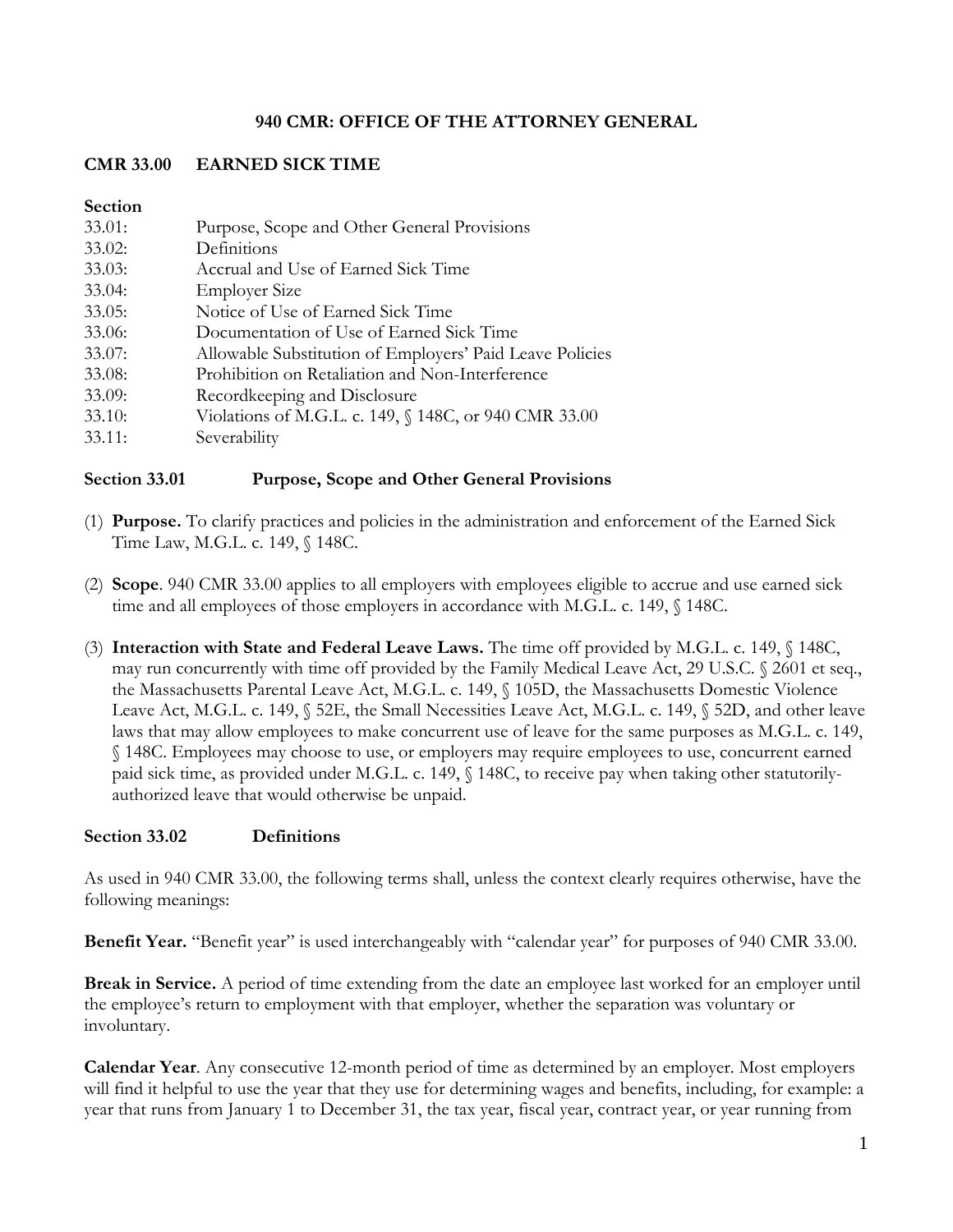# 940 CMR: OFFICE OF THE ATTORNEY GENERAL

## CMR 33.00 EARNED SICK TIME

**Section**

| | |
|---|---|
| 33.01: | Purpose, Scope and Other General Provisions |
| 33.02: | Definitions |
| 33.03: | Accrual and Use of Earned Sick Time |
| 33.04: | Employer Size |
| 33.05: | Notice of Use of Earned Sick Time |
| 33.06: | Documentation of Use of Earned Sick Time |
| 33.07: | Allowable Substitution of Employers' Paid Leave Policies |
| 33.08: | Prohibition on Retaliation and Non-Interference |
| 33.09: | Recordkeeping and Disclosure |
| 33.10: | Violations of M.G.L. c. 149, § 148C, or 940 CMR 33.00 |
| 33.11: | Severability |

### Section 33.01 Purpose, Scope and Other General Provisions

(1) **Purpose.** To clarify practices and policies in the administration and enforcement of the Earned Sick Time Law, M.G.L. c. 149, § 148C.

(2) **Scope**. 940 CMR 33.00 applies to all employers with employees eligible to accrue and use earned sick time and all employees of those employers in accordance with M.G.L. c. 149, § 148C.

(3) **Interaction with State and Federal Leave Laws.** The time off provided by M.G.L. c. 149, § 148C, may run concurrently with time off provided by the Family Medical Leave Act, 29 U.S.C. § 2601 et seq., the Massachusetts Parental Leave Act, M.G.L. c. 149, § 105D, the Massachusetts Domestic Violence Leave Act, M.G.L. c. 149, § 52E, the Small Necessities Leave Act, M.G.L. c. 149, § 52D, and other leave laws that may allow employees to make concurrent use of leave for the same purposes as M.G.L. c. 149, § 148C. Employees may choose to use, or employers may require employees to use, concurrent earned paid sick time, as provided under M.G.L. c. 149, § 148C, to receive pay when taking other statutorily-authorized leave that would otherwise be unpaid.

### Section 33.02 Definitions

As used in 940 CMR 33.00, the following terms shall, unless the context clearly requires otherwise, have the following meanings:

**Benefit Year.** "Benefit year" is used interchangeably with "calendar year" for purposes of 940 CMR 33.00.

**Break in Service.** A period of time extending from the date an employee last worked for an employer until the employee's return to employment with that employer, whether the separation was voluntary or involuntary.

**Calendar Year**. Any consecutive 12-month period of time as determined by an employer. Most employers will find it helpful to use the year that they use for determining wages and benefits, including, for example: a year that runs from January 1 to December 31, the tax year, fiscal year, contract year, or year running from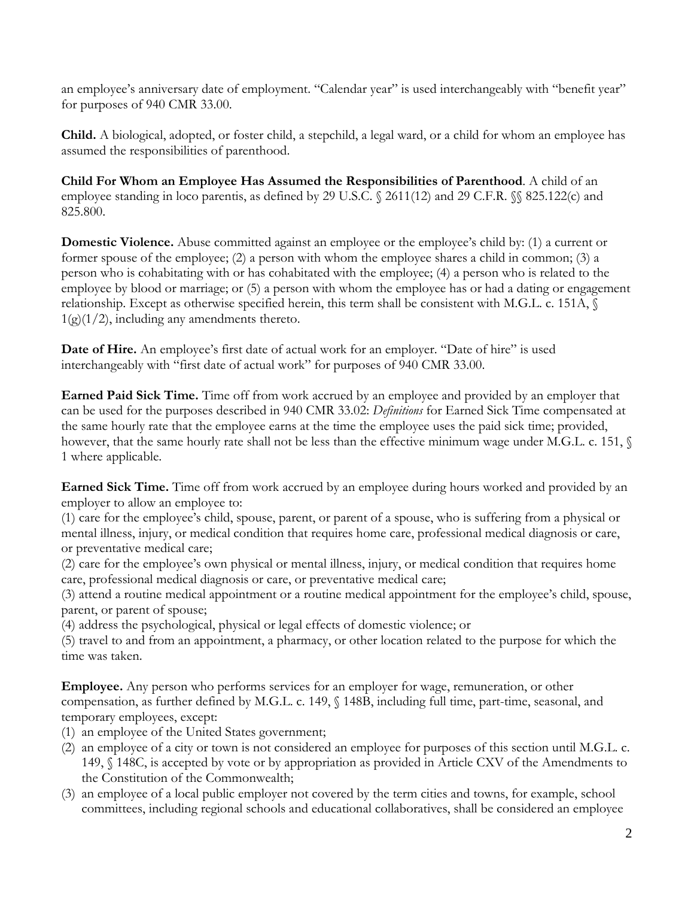an employee's anniversary date of employment. "Calendar year" is used interchangeably with "benefit year" for purposes of 940 CMR 33.00.

**Child.** A biological, adopted, or foster child, a stepchild, a legal ward, or a child for whom an employee has assumed the responsibilities of parenthood.

**Child For Whom an Employee Has Assumed the Responsibilities of Parenthood**. A child of an employee standing in loco parentis, as defined by 29 U.S.C. § 2611(12) and 29 C.F.R. §§ 825.122(c) and 825.800.

**Domestic Violence.** Abuse committed against an employee or the employee's child by: (1) a current or former spouse of the employee; (2) a person with whom the employee shares a child in common; (3) a person who is cohabitating with or has cohabitated with the employee; (4) a person who is related to the employee by blood or marriage; or (5) a person with whom the employee has or had a dating or engagement relationship. Except as otherwise specified herein, this term shall be consistent with M.G.L. c. 151A, § 1(g)(1/2), including any amendments thereto.

**Date of Hire.** An employee's first date of actual work for an employer. "Date of hire" is used interchangeably with "first date of actual work" for purposes of 940 CMR 33.00.

**Earned Paid Sick Time.** Time off from work accrued by an employee and provided by an employer that can be used for the purposes described in 940 CMR 33.02: *Definitions* for Earned Sick Time compensated at the same hourly rate that the employee earns at the time the employee uses the paid sick time; provided, however, that the same hourly rate shall not be less than the effective minimum wage under M.G.L. c. 151, § 1 where applicable.

**Earned Sick Time.** Time off from work accrued by an employee during hours worked and provided by an employer to allow an employee to:
(1) care for the employee's child, spouse, parent, or parent of a spouse, who is suffering from a physical or mental illness, injury, or medical condition that requires home care, professional medical diagnosis or care, or preventative medical care;
(2) care for the employee's own physical or mental illness, injury, or medical condition that requires home care, professional medical diagnosis or care, or preventative medical care;
(3) attend a routine medical appointment or a routine medical appointment for the employee's child, spouse, parent, or parent of spouse;
(4) address the psychological, physical or legal effects of domestic violence; or
(5) travel to and from an appointment, a pharmacy, or other location related to the purpose for which the time was taken.

**Employee.** Any person who performs services for an employer for wage, remuneration, or other compensation, as further defined by M.G.L. c. 149, § 148B, including full time, part-time, seasonal, and temporary employees, except:

1. an employee of the United States government;
2. an employee of a city or town is not considered an employee for purposes of this section until M.G.L. c. 149, § 148C, is accepted by vote or by appropriation as provided in Article CXV of the Amendments to the Constitution of the Commonwealth;
3. an employee of a local public employer not covered by the term cities and towns, for example, school committees, including regional schools and educational collaboratives, shall be considered an employee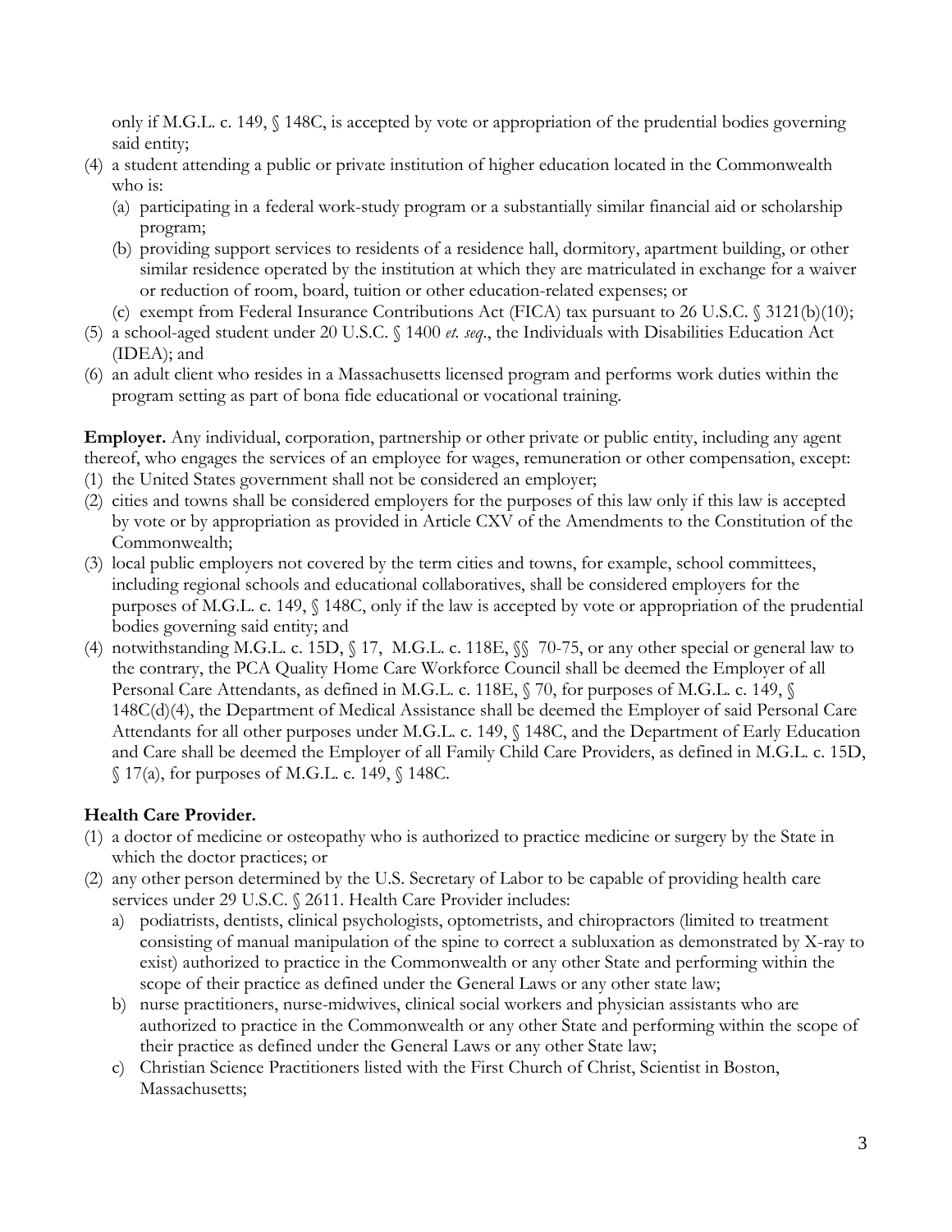only if M.G.L. c. 149, § 148C, is accepted by vote or appropriation of the prudential bodies governing said entity;

(4) a student attending a public or private institution of higher education located in the Commonwealth who is:
   (a) participating in a federal work-study program or a substantially similar financial aid or scholarship program;
   (b) providing support services to residents of a residence hall, dormitory, apartment building, or other similar residence operated by the institution at which they are matriculated in exchange for a waiver or reduction of room, board, tuition or other education-related expenses; or
   (c) exempt from Federal Insurance Contributions Act (FICA) tax pursuant to 26 U.S.C. § 3121(b)(10);

(5) a school-aged student under 20 U.S.C. § 1400 *et. seq*., the Individuals with Disabilities Education Act (IDEA); and

(6) an adult client who resides in a Massachusetts licensed program and performs work duties within the program setting as part of bona fide educational or vocational training.

**Employer.** Any individual, corporation, partnership or other private or public entity, including any agent thereof, who engages the services of an employee for wages, remuneration or other compensation, except:

(1) the United States government shall not be considered an employer;
(2) cities and towns shall be considered employers for the purposes of this law only if this law is accepted by vote or by appropriation as provided in Article CXV of the Amendments to the Constitution of the Commonwealth;
(3) local public employers not covered by the term cities and towns, for example, school committees, including regional schools and educational collaboratives, shall be considered employers for the purposes of M.G.L. c. 149, § 148C, only if the law is accepted by vote or appropriation of the prudential bodies governing said entity; and
(4) notwithstanding M.G.L. c. 15D, § 17, M.G.L. c. 118E, §§ 70-75, or any other special or general law to the contrary, the PCA Quality Home Care Workforce Council shall be deemed the Employer of all Personal Care Attendants, as defined in M.G.L. c. 118E, § 70, for purposes of M.G.L. c. 149, § 148C(d)(4), the Department of Medical Assistance shall be deemed the Employer of said Personal Care Attendants for all other purposes under M.G.L. c. 149, § 148C, and the Department of Early Education and Care shall be deemed the Employer of all Family Child Care Providers, as defined in M.G.L. c. 15D, § 17(a), for purposes of M.G.L. c. 149, § 148C.

**Health Care Provider.**

(1) a doctor of medicine or osteopathy who is authorized to practice medicine or surgery by the State in which the doctor practices; or
(2) any other person determined by the U.S. Secretary of Labor to be capable of providing health care services under 29 U.S.C. § 2611. Health Care Provider includes:
   a) podiatrists, dentists, clinical psychologists, optometrists, and chiropractors (limited to treatment consisting of manual manipulation of the spine to correct a subluxation as demonstrated by X-ray to exist) authorized to practice in the Commonwealth or any other State and performing within the scope of their practice as defined under the General Laws or any other state law;
   b) nurse practitioners, nurse-midwives, clinical social workers and physician assistants who are authorized to practice in the Commonwealth or any other State and performing within the scope of their practice as defined under the General Laws or any other State law;
   c) Christian Science Practitioners listed with the First Church of Christ, Scientist in Boston, Massachusetts;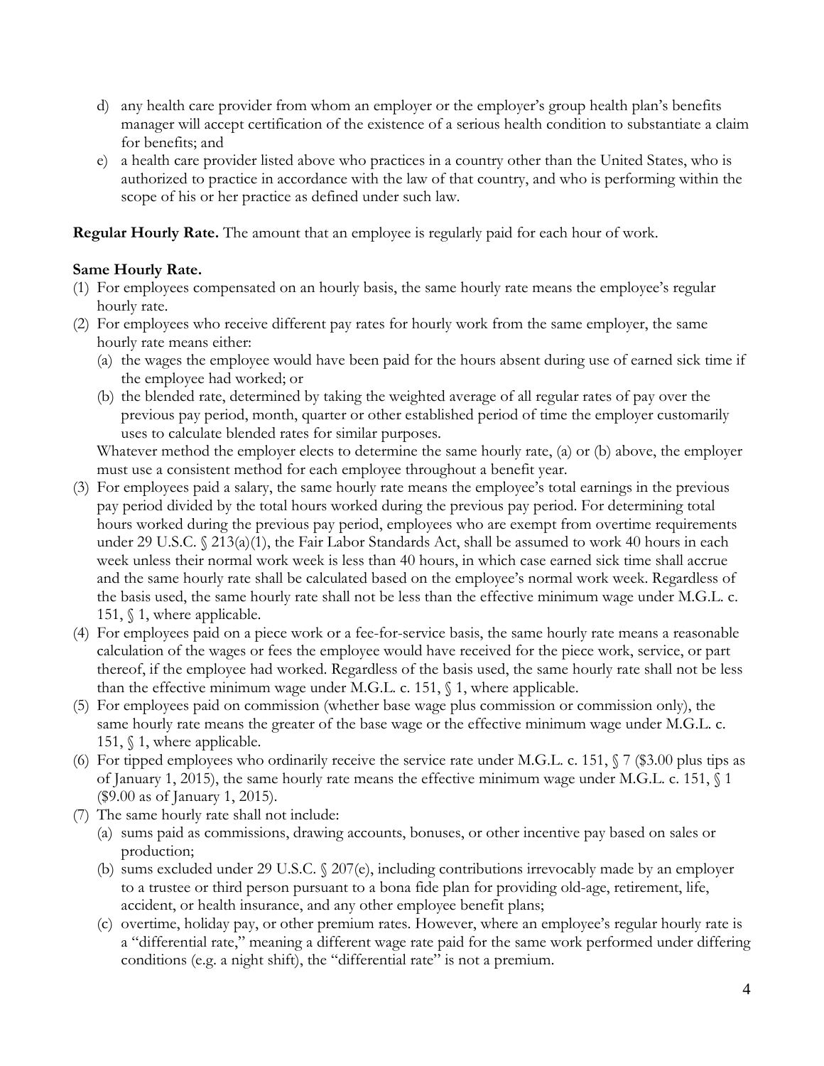d) any health care provider from whom an employer or the employer's group health plan's benefits manager will accept certification of the existence of a serious health condition to substantiate a claim for benefits; and

e) a health care provider listed above who practices in a country other than the United States, who is authorized to practice in accordance with the law of that country, and who is performing within the scope of his or her practice as defined under such law.

**Regular Hourly Rate.** The amount that an employee is regularly paid for each hour of work.

**Same Hourly Rate.**

(1) For employees compensated on an hourly basis, the same hourly rate means the employee's regular hourly rate.

(2) For employees who receive different pay rates for hourly work from the same employer, the same hourly rate means either:

   (a) the wages the employee would have been paid for the hours absent during use of earned sick time if the employee had worked; or

   (b) the blended rate, determined by taking the weighted average of all regular rates of pay over the previous pay period, month, quarter or other established period of time the employer customarily uses to calculate blended rates for similar purposes.

   Whatever method the employer elects to determine the same hourly rate, (a) or (b) above, the employer must use a consistent method for each employee throughout a benefit year.

(3) For employees paid a salary, the same hourly rate means the employee's total earnings in the previous pay period divided by the total hours worked during the previous pay period. For determining total hours worked during the previous pay period, employees who are exempt from overtime requirements under 29 U.S.C. § 213(a)(1), the Fair Labor Standards Act, shall be assumed to work 40 hours in each week unless their normal work week is less than 40 hours, in which case earned sick time shall accrue and the same hourly rate shall be calculated based on the employee's normal work week. Regardless of the basis used, the same hourly rate shall not be less than the effective minimum wage under M.G.L. c. 151, § 1, where applicable.

(4) For employees paid on a piece work or a fee-for-service basis, the same hourly rate means a reasonable calculation of the wages or fees the employee would have received for the piece work, service, or part thereof, if the employee had worked. Regardless of the basis used, the same hourly rate shall not be less than the effective minimum wage under M.G.L. c. 151, § 1, where applicable.

(5) For employees paid on commission (whether base wage plus commission or commission only), the same hourly rate means the greater of the base wage or the effective minimum wage under M.G.L. c. 151, § 1, where applicable.

(6) For tipped employees who ordinarily receive the service rate under M.G.L. c. 151, § 7 ($3.00 plus tips as of January 1, 2015), the same hourly rate means the effective minimum wage under M.G.L. c. 151, § 1 ($9.00 as of January 1, 2015).

(7) The same hourly rate shall not include:

   (a) sums paid as commissions, drawing accounts, bonuses, or other incentive pay based on sales or production;

   (b) sums excluded under 29 U.S.C. § 207(e), including contributions irrevocably made by an employer to a trustee or third person pursuant to a bona fide plan for providing old-age, retirement, life, accident, or health insurance, and any other employee benefit plans;

   (c) overtime, holiday pay, or other premium rates. However, where an employee's regular hourly rate is a "differential rate," meaning a different wage rate paid for the same work performed under differing conditions (e.g. a night shift), the "differential rate" is not a premium.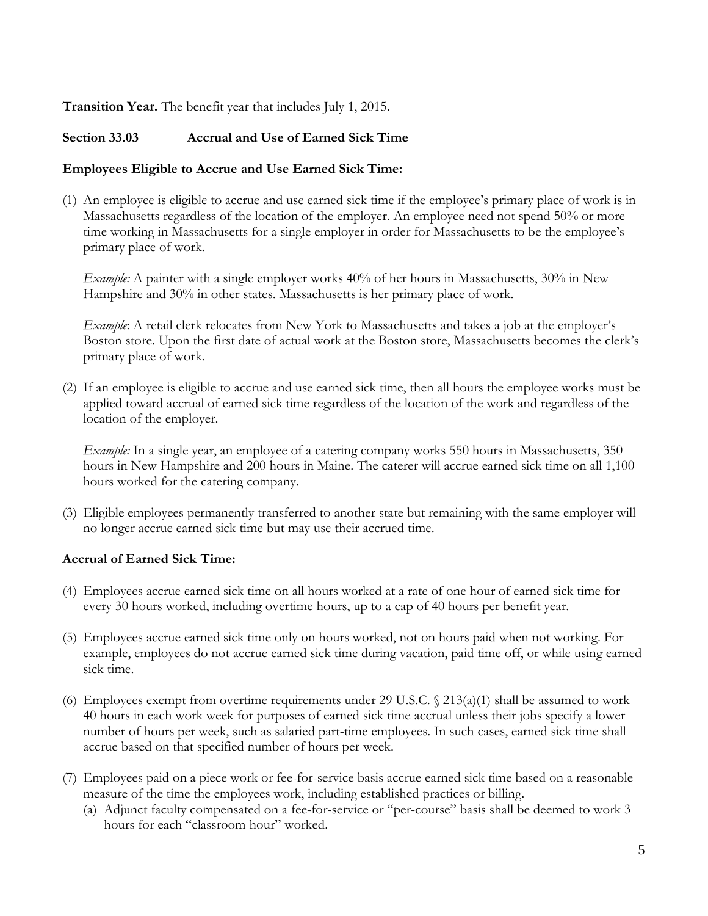**Transition Year.** The benefit year that includes July 1, 2015.

### Section 33.03 Accrual and Use of Earned Sick Time

**Employees Eligible to Accrue and Use Earned Sick Time:**

(1) An employee is eligible to accrue and use earned sick time if the employee's primary place of work is in Massachusetts regardless of the location of the employer. An employee need not spend 50% or more time working in Massachusetts for a single employer in order for Massachusetts to be the employee's primary place of work.

*Example:* A painter with a single employer works 40% of her hours in Massachusetts, 30% in New Hampshire and 30% in other states. Massachusetts is her primary place of work.

*Example*: A retail clerk relocates from New York to Massachusetts and takes a job at the employer's Boston store. Upon the first date of actual work at the Boston store, Massachusetts becomes the clerk's primary place of work.

(2) If an employee is eligible to accrue and use earned sick time, then all hours the employee works must be applied toward accrual of earned sick time regardless of the location of the work and regardless of the location of the employer.

*Example:* In a single year, an employee of a catering company works 550 hours in Massachusetts, 350 hours in New Hampshire and 200 hours in Maine. The caterer will accrue earned sick time on all 1,100 hours worked for the catering company.

(3) Eligible employees permanently transferred to another state but remaining with the same employer will no longer accrue earned sick time but may use their accrued time.

**Accrual of Earned Sick Time:**

(4) Employees accrue earned sick time on all hours worked at a rate of one hour of earned sick time for every 30 hours worked, including overtime hours, up to a cap of 40 hours per benefit year.

(5) Employees accrue earned sick time only on hours worked, not on hours paid when not working. For example, employees do not accrue earned sick time during vacation, paid time off, or while using earned sick time.

(6) Employees exempt from overtime requirements under 29 U.S.C. § 213(a)(1) shall be assumed to work 40 hours in each work week for purposes of earned sick time accrual unless their jobs specify a lower number of hours per week, such as salaried part-time employees. In such cases, earned sick time shall accrue based on that specified number of hours per week.

(7) Employees paid on a piece work or fee-for-service basis accrue earned sick time based on a reasonable measure of the time the employees work, including established practices or billing.

   (a) Adjunct faculty compensated on a fee-for-service or "per-course" basis shall be deemed to work 3 hours for each "classroom hour" worked.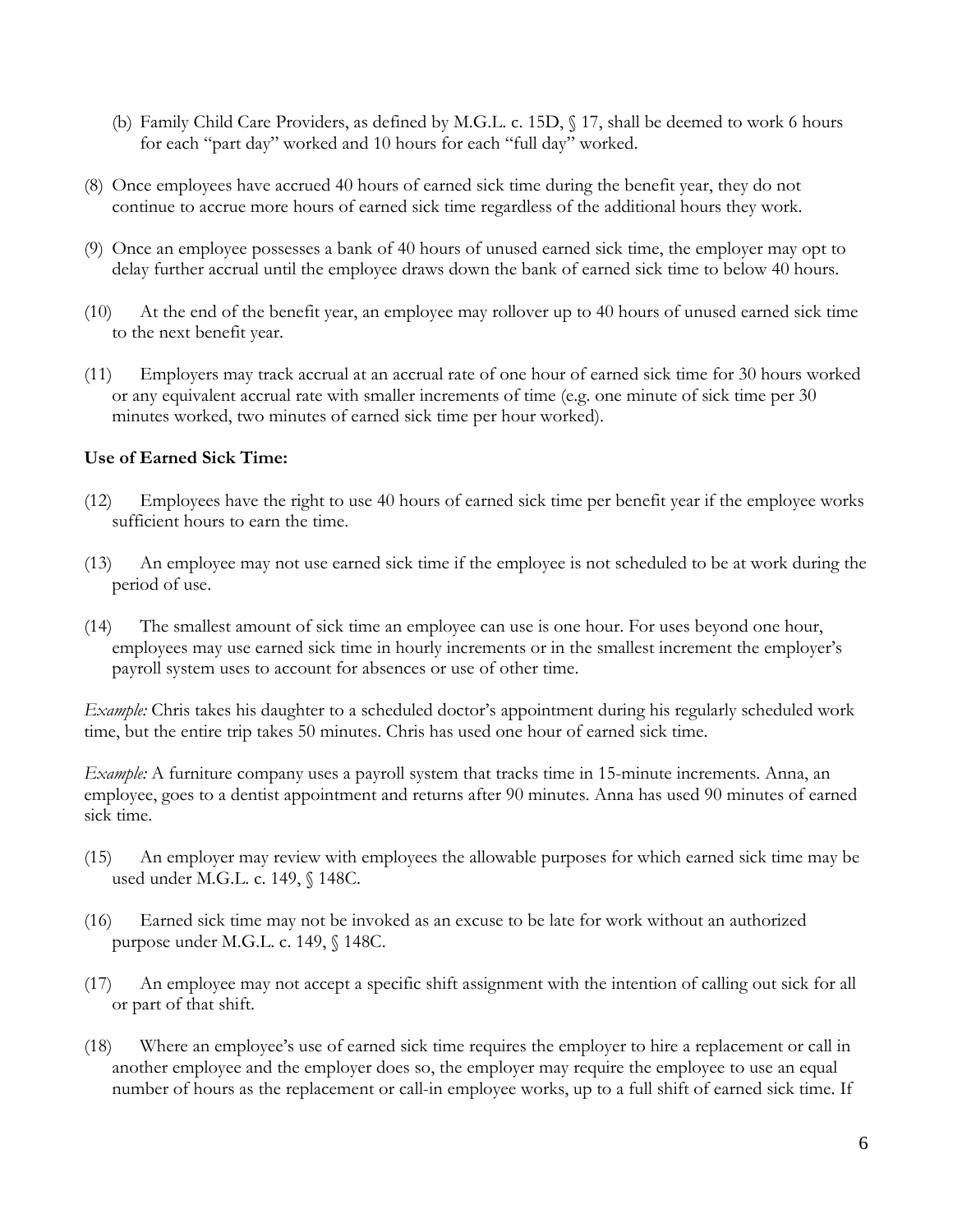(b) Family Child Care Providers, as defined by M.G.L. c. 15D, § 17, shall be deemed to work 6 hours for each "part day" worked and 10 hours for each "full day" worked.

(8) Once employees have accrued 40 hours of earned sick time during the benefit year, they do not continue to accrue more hours of earned sick time regardless of the additional hours they work.

(9) Once an employee possesses a bank of 40 hours of unused earned sick time, the employer may opt to delay further accrual until the employee draws down the bank of earned sick time to below 40 hours.

(10) At the end of the benefit year, an employee may rollover up to 40 hours of unused earned sick time to the next benefit year.

(11) Employers may track accrual at an accrual rate of one hour of earned sick time for 30 hours worked or any equivalent accrual rate with smaller increments of time (e.g. one minute of sick time per 30 minutes worked, two minutes of earned sick time per hour worked).

**Use of Earned Sick Time:**

(12) Employees have the right to use 40 hours of earned sick time per benefit year if the employee works sufficient hours to earn the time.

(13) An employee may not use earned sick time if the employee is not scheduled to be at work during the period of use.

(14) The smallest amount of sick time an employee can use is one hour. For uses beyond one hour, employees may use earned sick time in hourly increments or in the smallest increment the employer's payroll system uses to account for absences or use of other time.

*Example:* Chris takes his daughter to a scheduled doctor's appointment during his regularly scheduled work time, but the entire trip takes 50 minutes. Chris has used one hour of earned sick time.

*Example:* A furniture company uses a payroll system that tracks time in 15-minute increments. Anna, an employee, goes to a dentist appointment and returns after 90 minutes. Anna has used 90 minutes of earned sick time.

(15) An employer may review with employees the allowable purposes for which earned sick time may be used under M.G.L. c. 149, § 148C.

(16) Earned sick time may not be invoked as an excuse to be late for work without an authorized purpose under M.G.L. c. 149, § 148C.

(17) An employee may not accept a specific shift assignment with the intention of calling out sick for all or part of that shift.

(18) Where an employee's use of earned sick time requires the employer to hire a replacement or call in another employee and the employer does so, the employer may require the employee to use an equal number of hours as the replacement or call-in employee works, up to a full shift of earned sick time. If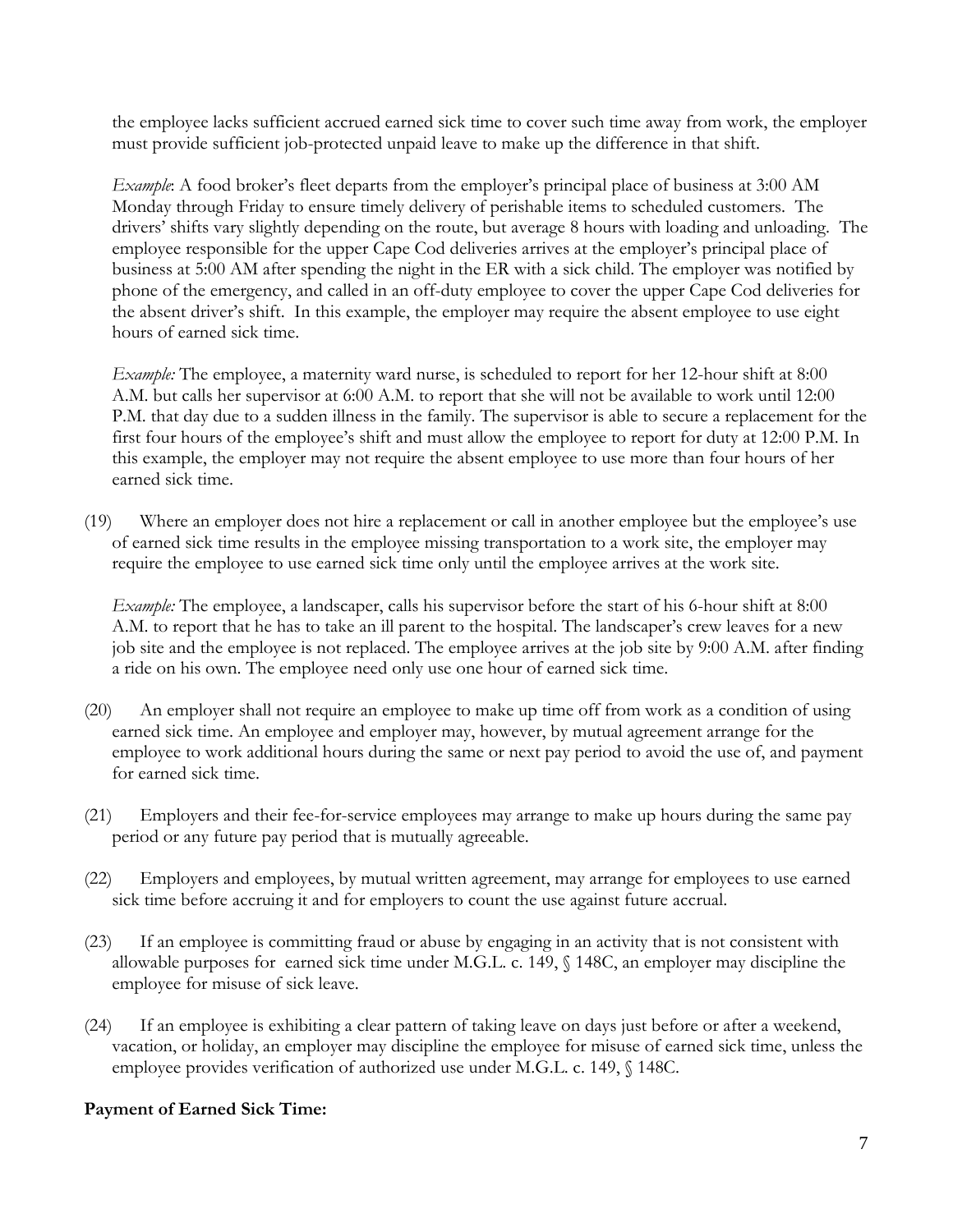the employee lacks sufficient accrued earned sick time to cover such time away from work, the employer must provide sufficient job-protected unpaid leave to make up the difference in that shift.

*Example*: A food broker's fleet departs from the employer's principal place of business at 3:00 AM Monday through Friday to ensure timely delivery of perishable items to scheduled customers. The drivers' shifts vary slightly depending on the route, but average 8 hours with loading and unloading. The employee responsible for the upper Cape Cod deliveries arrives at the employer's principal place of business at 5:00 AM after spending the night in the ER with a sick child. The employer was notified by phone of the emergency, and called in an off-duty employee to cover the upper Cape Cod deliveries for the absent driver's shift. In this example, the employer may require the absent employee to use eight hours of earned sick time.

*Example:* The employee, a maternity ward nurse, is scheduled to report for her 12-hour shift at 8:00 A.M. but calls her supervisor at 6:00 A.M. to report that she will not be available to work until 12:00 P.M. that day due to a sudden illness in the family. The supervisor is able to secure a replacement for the first four hours of the employee's shift and must allow the employee to report for duty at 12:00 P.M. In this example, the employer may not require the absent employee to use more than four hours of her earned sick time.

(19) Where an employer does not hire a replacement or call in another employee but the employee's use of earned sick time results in the employee missing transportation to a work site, the employer may require the employee to use earned sick time only until the employee arrives at the work site.

*Example:* The employee, a landscaper, calls his supervisor before the start of his 6-hour shift at 8:00 A.M. to report that he has to take an ill parent to the hospital. The landscaper's crew leaves for a new job site and the employee is not replaced. The employee arrives at the job site by 9:00 A.M. after finding a ride on his own. The employee need only use one hour of earned sick time.

(20) An employer shall not require an employee to make up time off from work as a condition of using earned sick time. An employee and employer may, however, by mutual agreement arrange for the employee to work additional hours during the same or next pay period to avoid the use of, and payment for earned sick time.

(21) Employers and their fee-for-service employees may arrange to make up hours during the same pay period or any future pay period that is mutually agreeable.

(22) Employers and employees, by mutual written agreement, may arrange for employees to use earned sick time before accruing it and for employers to count the use against future accrual.

(23) If an employee is committing fraud or abuse by engaging in an activity that is not consistent with allowable purposes for earned sick time under M.G.L. c. 149, § 148C, an employer may discipline the employee for misuse of sick leave.

(24) If an employee is exhibiting a clear pattern of taking leave on days just before or after a weekend, vacation, or holiday, an employer may discipline the employee for misuse of earned sick time, unless the employee provides verification of authorized use under M.G.L. c. 149, § 148C.

**Payment of Earned Sick Time:**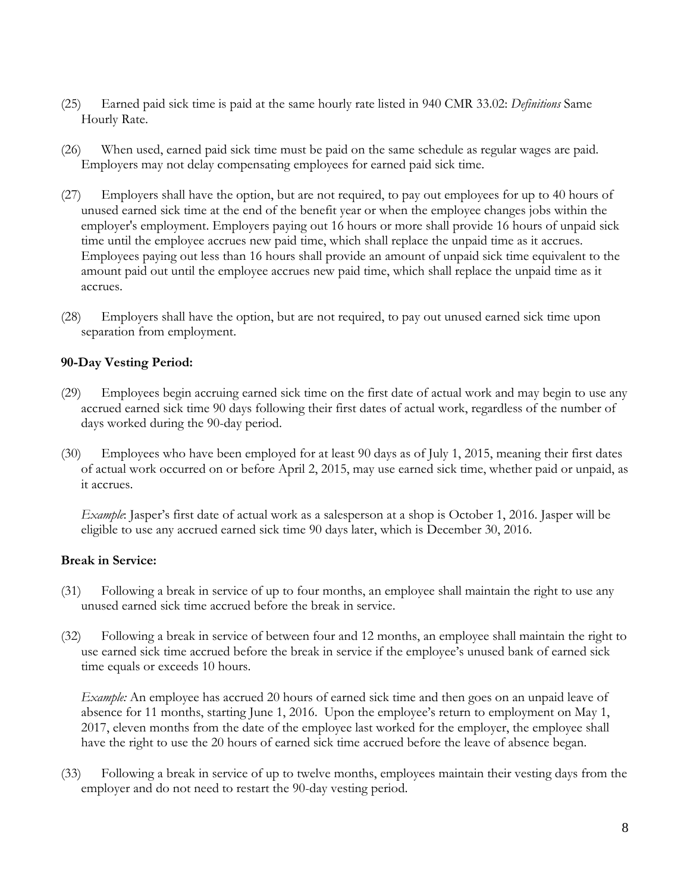(25) Earned paid sick time is paid at the same hourly rate listed in 940 CMR 33.02: *Definitions* Same Hourly Rate.

(26) When used, earned paid sick time must be paid on the same schedule as regular wages are paid. Employers may not delay compensating employees for earned paid sick time.

(27) Employers shall have the option, but are not required, to pay out employees for up to 40 hours of unused earned sick time at the end of the benefit year or when the employee changes jobs within the employer's employment. Employers paying out 16 hours or more shall provide 16 hours of unpaid sick time until the employee accrues new paid time, which shall replace the unpaid time as it accrues. Employees paying out less than 16 hours shall provide an amount of unpaid sick time equivalent to the amount paid out until the employee accrues new paid time, which shall replace the unpaid time as it accrues.

(28) Employers shall have the option, but are not required, to pay out unused earned sick time upon separation from employment.

**90-Day Vesting Period:**

(29) Employees begin accruing earned sick time on the first date of actual work and may begin to use any accrued earned sick time 90 days following their first dates of actual work, regardless of the number of days worked during the 90-day period.

(30) Employees who have been employed for at least 90 days as of July 1, 2015, meaning their first dates of actual work occurred on or before April 2, 2015, may use earned sick time, whether paid or unpaid, as it accrues.

*Example*: Jasper's first date of actual work as a salesperson at a shop is October 1, 2016. Jasper will be eligible to use any accrued earned sick time 90 days later, which is December 30, 2016.

**Break in Service:**

(31) Following a break in service of up to four months, an employee shall maintain the right to use any unused earned sick time accrued before the break in service.

(32) Following a break in service of between four and 12 months, an employee shall maintain the right to use earned sick time accrued before the break in service if the employee's unused bank of earned sick time equals or exceeds 10 hours.

*Example:* An employee has accrued 20 hours of earned sick time and then goes on an unpaid leave of absence for 11 months, starting June 1, 2016. Upon the employee's return to employment on May 1, 2017, eleven months from the date of the employee last worked for the employer, the employee shall have the right to use the 20 hours of earned sick time accrued before the leave of absence began.

(33) Following a break in service of up to twelve months, employees maintain their vesting days from the employer and do not need to restart the 90-day vesting period.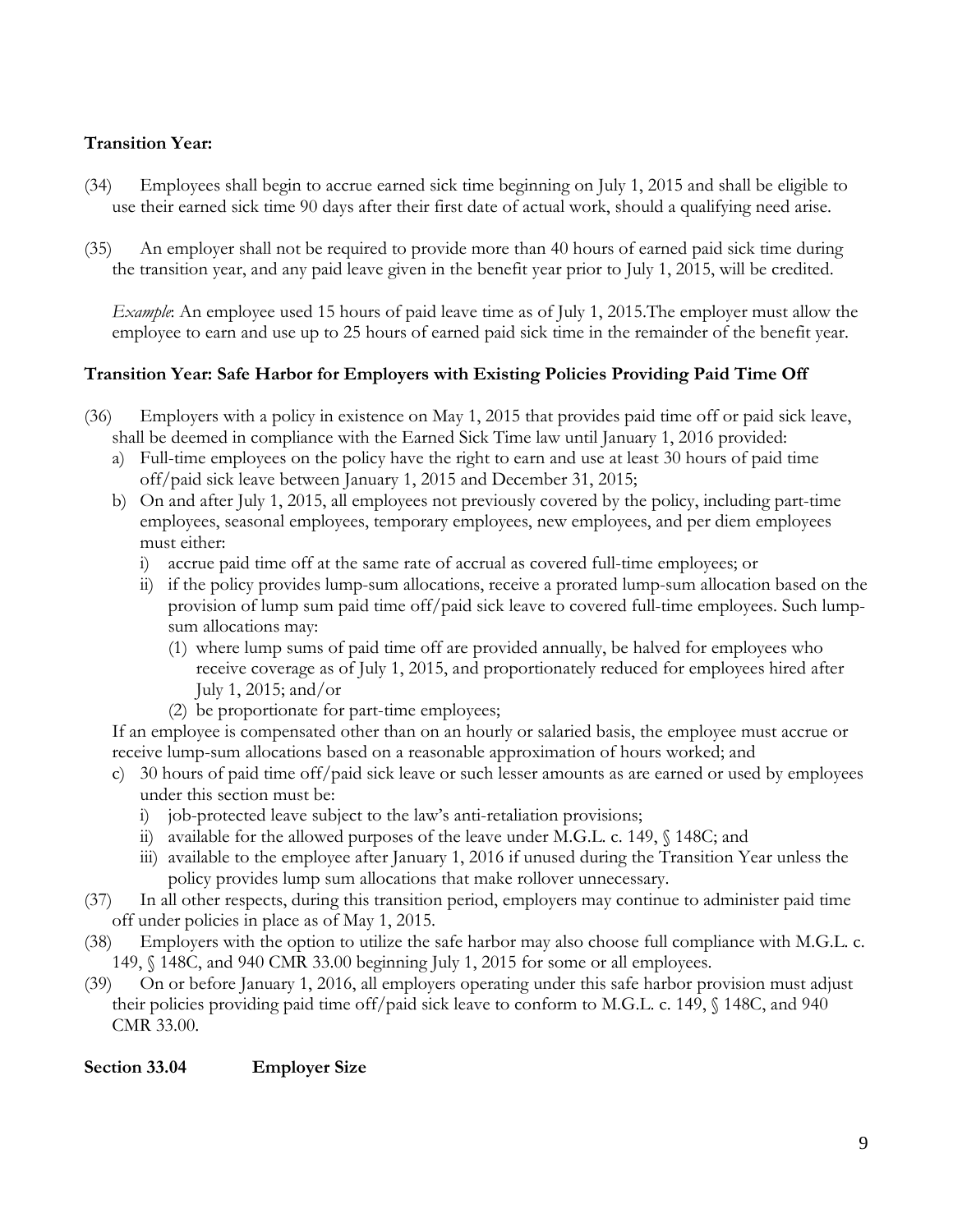**Transition Year:**

(34) Employees shall begin to accrue earned sick time beginning on July 1, 2015 and shall be eligible to use their earned sick time 90 days after their first date of actual work, should a qualifying need arise.

(35) An employer shall not be required to provide more than 40 hours of earned paid sick time during the transition year, and any paid leave given in the benefit year prior to July 1, 2015, will be credited.

*Example*: An employee used 15 hours of paid leave time as of July 1, 2015.The employer must allow the employee to earn and use up to 25 hours of earned paid sick time in the remainder of the benefit year.

**Transition Year: Safe Harbor for Employers with Existing Policies Providing Paid Time Off**

(36) Employers with a policy in existence on May 1, 2015 that provides paid time off or paid sick leave, shall be deemed in compliance with the Earned Sick Time law until January 1, 2016 provided:

a) Full-time employees on the policy have the right to earn and use at least 30 hours of paid time off/paid sick leave between January 1, 2015 and December 31, 2015;
b) On and after July 1, 2015, all employees not previously covered by the policy, including part-time employees, seasonal employees, temporary employees, new employees, and per diem employees must either:
   i) accrue paid time off at the same rate of accrual as covered full-time employees; or
   ii) if the policy provides lump-sum allocations, receive a prorated lump-sum allocation based on the provision of lump sum paid time off/paid sick leave to covered full-time employees. Such lump-sum allocations may:
      (1) where lump sums of paid time off are provided annually, be halved for employees who receive coverage as of July 1, 2015, and proportionately reduced for employees hired after July 1, 2015; and/or
      (2) be proportionate for part-time employees;

   If an employee is compensated other than on an hourly or salaried basis, the employee must accrue or receive lump-sum allocations based on a reasonable approximation of hours worked; and
c) 30 hours of paid time off/paid sick leave or such lesser amounts as are earned or used by employees under this section must be:
   i) job-protected leave subject to the law's anti-retaliation provisions;
   ii) available for the allowed purposes of the leave under M.G.L. c. 149, § 148C; and
   iii) available to the employee after January 1, 2016 if unused during the Transition Year unless the policy provides lump sum allocations that make rollover unnecessary.

(37) In all other respects, during this transition period, employers may continue to administer paid time off under policies in place as of May 1, 2015.

(38) Employers with the option to utilize the safe harbor may also choose full compliance with M.G.L. c. 149, § 148C, and 940 CMR 33.00 beginning July 1, 2015 for some or all employees.

(39) On or before January 1, 2016, all employers operating under this safe harbor provision must adjust their policies providing paid time off/paid sick leave to conform to M.G.L. c. 149, § 148C, and 940 CMR 33.00.

## Section 33.04 Employer Size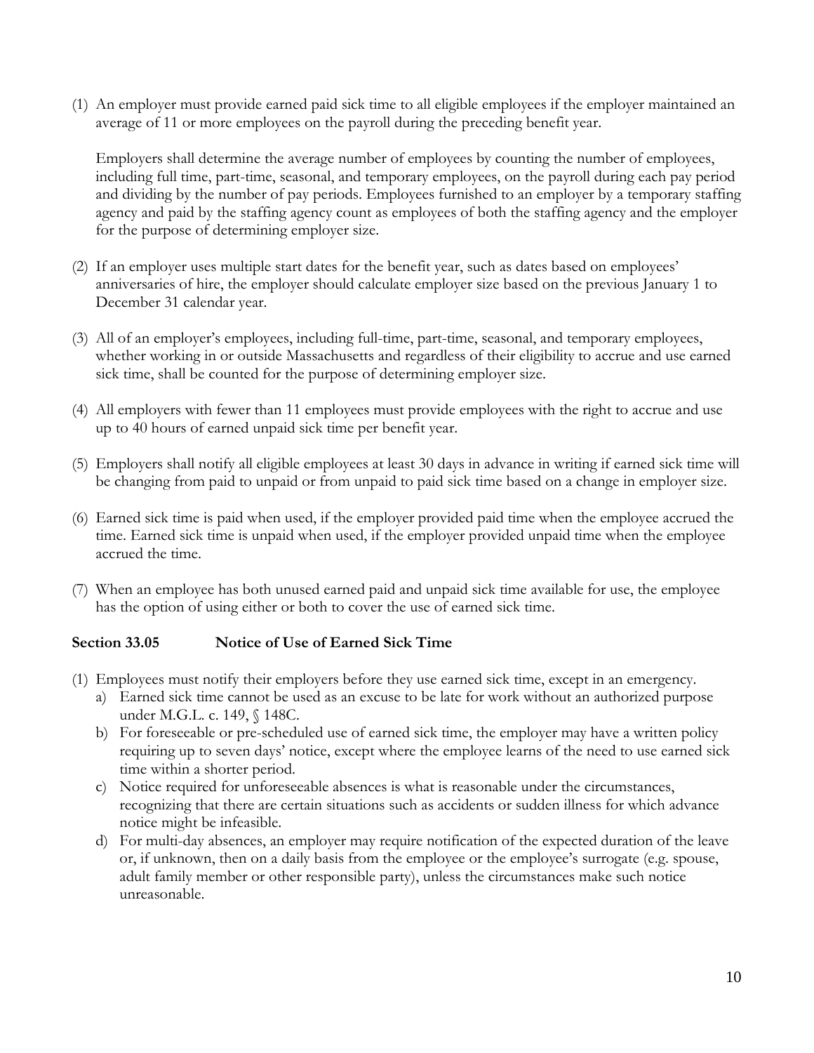(1) An employer must provide earned paid sick time to all eligible employees if the employer maintained an average of 11 or more employees on the payroll during the preceding benefit year.

   Employers shall determine the average number of employees by counting the number of employees, including full time, part-time, seasonal, and temporary employees, on the payroll during each pay period and dividing by the number of pay periods. Employees furnished to an employer by a temporary staffing agency and paid by the staffing agency count as employees of both the staffing agency and the employer for the purpose of determining employer size.

(2) If an employer uses multiple start dates for the benefit year, such as dates based on employees' anniversaries of hire, the employer should calculate employer size based on the previous January 1 to December 31 calendar year.

(3) All of an employer's employees, including full-time, part-time, seasonal, and temporary employees, whether working in or outside Massachusetts and regardless of their eligibility to accrue and use earned sick time, shall be counted for the purpose of determining employer size.

(4) All employers with fewer than 11 employees must provide employees with the right to accrue and use up to 40 hours of earned unpaid sick time per benefit year.

(5) Employers shall notify all eligible employees at least 30 days in advance in writing if earned sick time will be changing from paid to unpaid or from unpaid to paid sick time based on a change in employer size.

(6) Earned sick time is paid when used, if the employer provided paid time when the employee accrued the time. Earned sick time is unpaid when used, if the employer provided unpaid time when the employee accrued the time.

(7) When an employee has both unused earned paid and unpaid sick time available for use, the employee has the option of using either or both to cover the use of earned sick time.

**Section 33.05 Notice of Use of Earned Sick Time**

(1) Employees must notify their employers before they use earned sick time, except in an emergency.
   a) Earned sick time cannot be used as an excuse to be late for work without an authorized purpose under M.G.L. c. 149, § 148C.
   b) For foreseeable or pre-scheduled use of earned sick time, the employer may have a written policy requiring up to seven days' notice, except where the employee learns of the need to use earned sick time within a shorter period.
   c) Notice required for unforeseeable absences is what is reasonable under the circumstances, recognizing that there are certain situations such as accidents or sudden illness for which advance notice might be infeasible.
   d) For multi-day absences, an employer may require notification of the expected duration of the leave or, if unknown, then on a daily basis from the employee or the employee's surrogate (e.g. spouse, adult family member or other responsible party), unless the circumstances make such notice unreasonable.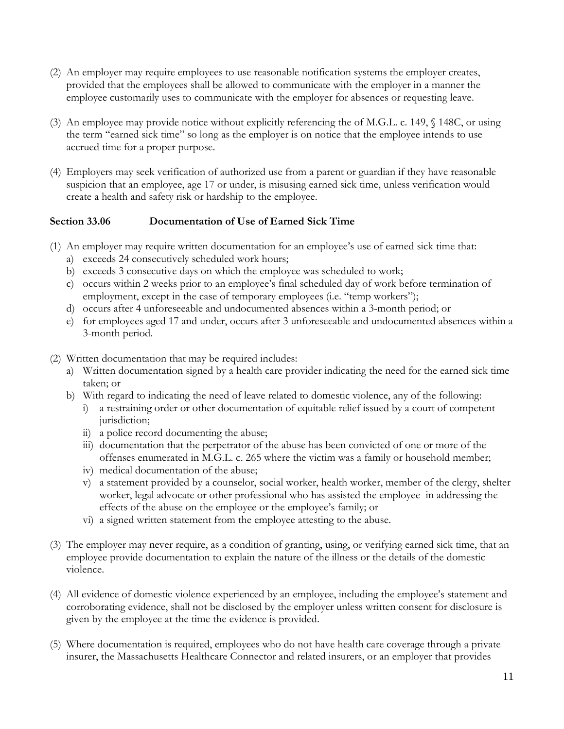(2) An employer may require employees to use reasonable notification systems the employer creates, provided that the employees shall be allowed to communicate with the employer in a manner the employee customarily uses to communicate with the employer for absences or requesting leave.

(3) An employee may provide notice without explicitly referencing the of M.G.L. c. 149, § 148C, or using the term "earned sick time" so long as the employer is on notice that the employee intends to use accrued time for a proper purpose.

(4) Employers may seek verification of authorized use from a parent or guardian if they have reasonable suspicion that an employee, age 17 or under, is misusing earned sick time, unless verification would create a health and safety risk or hardship to the employee.

### Section 33.06 Documentation of Use of Earned Sick Time

(1) An employer may require written documentation for an employee's use of earned sick time that:
   a) exceeds 24 consecutively scheduled work hours;
   b) exceeds 3 consecutive days on which the employee was scheduled to work;
   c) occurs within 2 weeks prior to an employee's final scheduled day of work before termination of employment, except in the case of temporary employees (i.e. "temp workers");
   d) occurs after 4 unforeseeable and undocumented absences within a 3-month period; or
   e) for employees aged 17 and under, occurs after 3 unforeseeable and undocumented absences within a 3-month period.

(2) Written documentation that may be required includes:
   a) Written documentation signed by a health care provider indicating the need for the earned sick time taken; or
   b) With regard to indicating the need of leave related to domestic violence, any of the following:
      i) a restraining order or other documentation of equitable relief issued by a court of competent jurisdiction;
      ii) a police record documenting the abuse;
      iii) documentation that the perpetrator of the abuse has been convicted of one or more of the offenses enumerated in M.G.L. c. 265 where the victim was a family or household member;
      iv) medical documentation of the abuse;
      v) a statement provided by a counselor, social worker, health worker, member of the clergy, shelter worker, legal advocate or other professional who has assisted the employee in addressing the effects of the abuse on the employee or the employee's family; or
      vi) a signed written statement from the employee attesting to the abuse.

(3) The employer may never require, as a condition of granting, using, or verifying earned sick time, that an employee provide documentation to explain the nature of the illness or the details of the domestic violence.

(4) All evidence of domestic violence experienced by an employee, including the employee's statement and corroborating evidence, shall not be disclosed by the employer unless written consent for disclosure is given by the employee at the time the evidence is provided.

(5) Where documentation is required, employees who do not have health care coverage through a private insurer, the Massachusetts Healthcare Connector and related insurers, or an employer that provides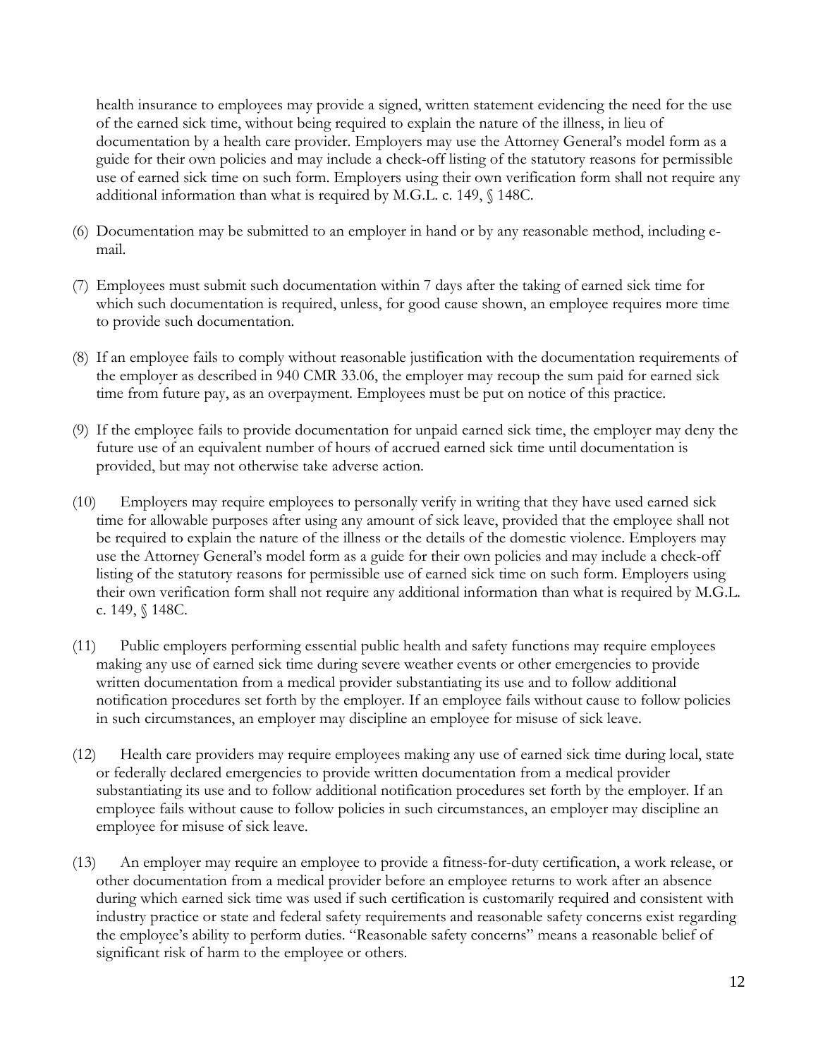health insurance to employees may provide a signed, written statement evidencing the need for the use of the earned sick time, without being required to explain the nature of the illness, in lieu of documentation by a health care provider. Employers may use the Attorney General's model form as a guide for their own policies and may include a check-off listing of the statutory reasons for permissible use of earned sick time on such form. Employers using their own verification form shall not require any additional information than what is required by M.G.L. c. 149, § 148C.

(6) Documentation may be submitted to an employer in hand or by any reasonable method, including e-mail.

(7) Employees must submit such documentation within 7 days after the taking of earned sick time for which such documentation is required, unless, for good cause shown, an employee requires more time to provide such documentation.

(8) If an employee fails to comply without reasonable justification with the documentation requirements of the employer as described in 940 CMR 33.06, the employer may recoup the sum paid for earned sick time from future pay, as an overpayment. Employees must be put on notice of this practice.

(9) If the employee fails to provide documentation for unpaid earned sick time, the employer may deny the future use of an equivalent number of hours of accrued earned sick time until documentation is provided, but may not otherwise take adverse action.

(10) Employers may require employees to personally verify in writing that they have used earned sick time for allowable purposes after using any amount of sick leave, provided that the employee shall not be required to explain the nature of the illness or the details of the domestic violence. Employers may use the Attorney General's model form as a guide for their own policies and may include a check-off listing of the statutory reasons for permissible use of earned sick time on such form. Employers using their own verification form shall not require any additional information than what is required by M.G.L. c. 149, § 148C.

(11) Public employers performing essential public health and safety functions may require employees making any use of earned sick time during severe weather events or other emergencies to provide written documentation from a medical provider substantiating its use and to follow additional notification procedures set forth by the employer. If an employee fails without cause to follow policies in such circumstances, an employer may discipline an employee for misuse of sick leave.

(12) Health care providers may require employees making any use of earned sick time during local, state or federally declared emergencies to provide written documentation from a medical provider substantiating its use and to follow additional notification procedures set forth by the employer. If an employee fails without cause to follow policies in such circumstances, an employer may discipline an employee for misuse of sick leave.

(13) An employer may require an employee to provide a fitness-for-duty certification, a work release, or other documentation from a medical provider before an employee returns to work after an absence during which earned sick time was used if such certification is customarily required and consistent with industry practice or state and federal safety requirements and reasonable safety concerns exist regarding the employee's ability to perform duties. "Reasonable safety concerns" means a reasonable belief of significant risk of harm to the employee or others.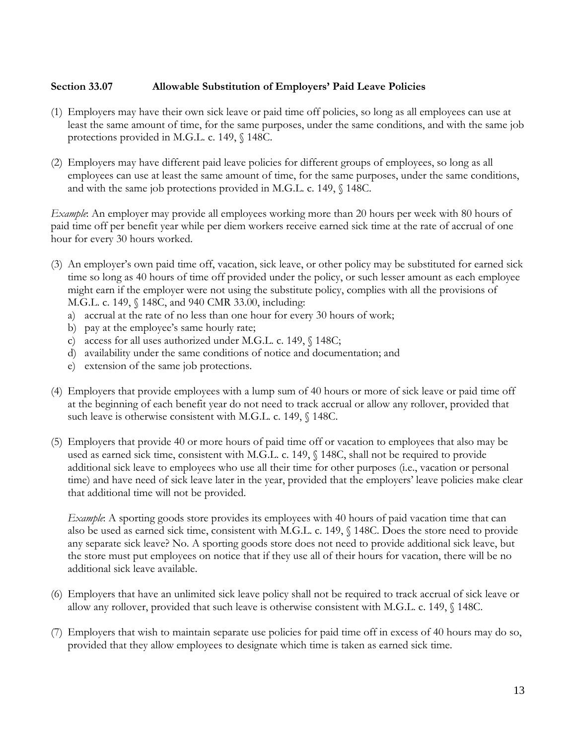### Section 33.07 Allowable Substitution of Employers' Paid Leave Policies

(1) Employers may have their own sick leave or paid time off policies, so long as all employees can use at least the same amount of time, for the same purposes, under the same conditions, and with the same job protections provided in M.G.L. c. 149, § 148C.

(2) Employers may have different paid leave policies for different groups of employees, so long as all employees can use at least the same amount of time, for the same purposes, under the same conditions, and with the same job protections provided in M.G.L. c. 149, § 148C.

*Example*: An employer may provide all employees working more than 20 hours per week with 80 hours of paid time off per benefit year while per diem workers receive earned sick time at the rate of accrual of one hour for every 30 hours worked.

(3) An employer's own paid time off, vacation, sick leave, or other policy may be substituted for earned sick time so long as 40 hours of time off provided under the policy, or such lesser amount as each employee might earn if the employer were not using the substitute policy, complies with all the provisions of M.G.L. c. 149, § 148C, and 940 CMR 33.00, including:
   a) accrual at the rate of no less than one hour for every 30 hours of work;
   b) pay at the employee's same hourly rate;
   c) access for all uses authorized under M.G.L. c. 149, § 148C;
   d) availability under the same conditions of notice and documentation; and
   e) extension of the same job protections.

(4) Employers that provide employees with a lump sum of 40 hours or more of sick leave or paid time off at the beginning of each benefit year do not need to track accrual or allow any rollover, provided that such leave is otherwise consistent with M.G.L. c. 149, § 148C.

(5) Employers that provide 40 or more hours of paid time off or vacation to employees that also may be used as earned sick time, consistent with M.G.L. c. 149, § 148C, shall not be required to provide additional sick leave to employees who use all their time for other purposes (i.e., vacation or personal time) and have need of sick leave later in the year, provided that the employers' leave policies make clear that additional time will not be provided.

   *Example*: A sporting goods store provides its employees with 40 hours of paid vacation time that can also be used as earned sick time, consistent with M.G.L. c. 149, § 148C. Does the store need to provide any separate sick leave? No. A sporting goods store does not need to provide additional sick leave, but the store must put employees on notice that if they use all of their hours for vacation, there will be no additional sick leave available.

(6) Employers that have an unlimited sick leave policy shall not be required to track accrual of sick leave or allow any rollover, provided that such leave is otherwise consistent with M.G.L. c. 149, § 148C.

(7) Employers that wish to maintain separate use policies for paid time off in excess of 40 hours may do so, provided that they allow employees to designate which time is taken as earned sick time.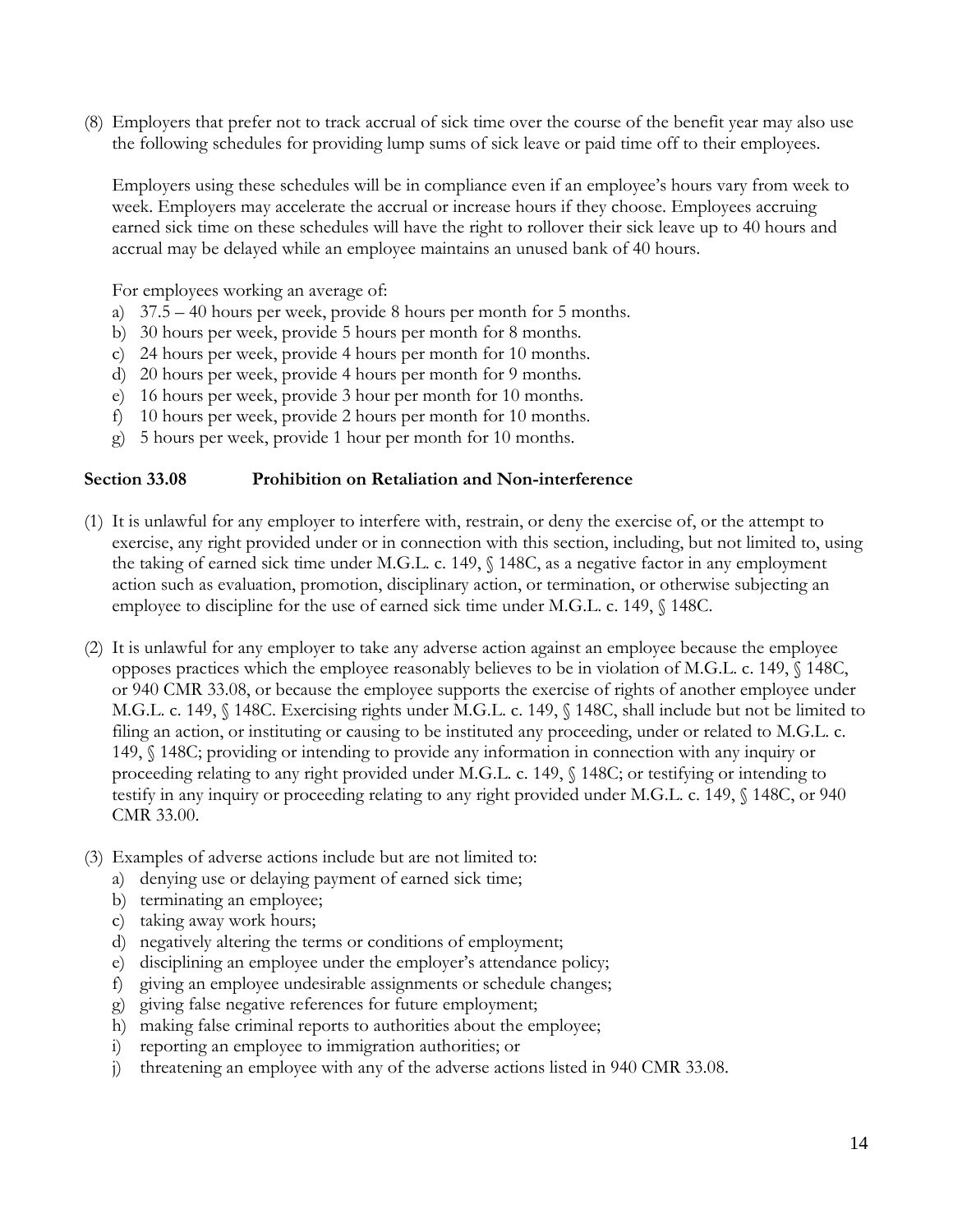(8) Employers that prefer not to track accrual of sick time over the course of the benefit year may also use the following schedules for providing lump sums of sick leave or paid time off to their employees.

Employers using these schedules will be in compliance even if an employee's hours vary from week to week. Employers may accelerate the accrual or increase hours if they choose. Employees accruing earned sick time on these schedules will have the right to rollover their sick leave up to 40 hours and accrual may be delayed while an employee maintains an unused bank of 40 hours.

For employees working an average of:

a) 37.5 – 40 hours per week, provide 8 hours per month for 5 months.
b) 30 hours per week, provide 5 hours per month for 8 months.
c) 24 hours per week, provide 4 hours per month for 10 months.
d) 20 hours per week, provide 4 hours per month for 9 months.
e) 16 hours per week, provide 3 hour per month for 10 months.
f) 10 hours per week, provide 2 hours per month for 10 months.
g) 5 hours per week, provide 1 hour per month for 10 months.

### Section 33.08 Prohibition on Retaliation and Non-interference

(1) It is unlawful for any employer to interfere with, restrain, or deny the exercise of, or the attempt to exercise, any right provided under or in connection with this section, including, but not limited to, using the taking of earned sick time under M.G.L. c. 149, § 148C, as a negative factor in any employment action such as evaluation, promotion, disciplinary action, or termination, or otherwise subjecting an employee to discipline for the use of earned sick time under M.G.L. c. 149, § 148C.

(2) It is unlawful for any employer to take any adverse action against an employee because the employee opposes practices which the employee reasonably believes to be in violation of M.G.L. c. 149, § 148C, or 940 CMR 33.08, or because the employee supports the exercise of rights of another employee under M.G.L. c. 149, § 148C. Exercising rights under M.G.L. c. 149, § 148C, shall include but not be limited to filing an action, or instituting or causing to be instituted any proceeding, under or related to M.G.L. c. 149, § 148C; providing or intending to provide any information in connection with any inquiry or proceeding relating to any right provided under M.G.L. c. 149, § 148C; or testifying or intending to testify in any inquiry or proceeding relating to any right provided under M.G.L. c. 149, § 148C, or 940 CMR 33.00.

(3) Examples of adverse actions include but are not limited to:
   a) denying use or delaying payment of earned sick time;
   b) terminating an employee;
   c) taking away work hours;
   d) negatively altering the terms or conditions of employment;
   e) disciplining an employee under the employer's attendance policy;
   f) giving an employee undesirable assignments or schedule changes;
   g) giving false negative references for future employment;
   h) making false criminal reports to authorities about the employee;
   i) reporting an employee to immigration authorities; or
   j) threatening an employee with any of the adverse actions listed in 940 CMR 33.08.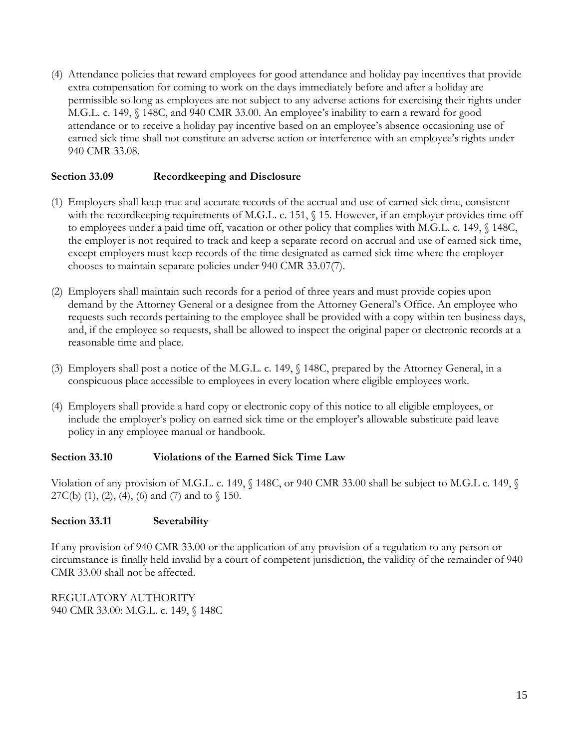(4) Attendance policies that reward employees for good attendance and holiday pay incentives that provide extra compensation for coming to work on the days immediately before and after a holiday are permissible so long as employees are not subject to any adverse actions for exercising their rights under M.G.L. c. 149, § 148C, and 940 CMR 33.00. An employee's inability to earn a reward for good attendance or to receive a holiday pay incentive based on an employee's absence occasioning use of earned sick time shall not constitute an adverse action or interference with an employee's rights under 940 CMR 33.08.

### Section 33.09 Recordkeeping and Disclosure

(1) Employers shall keep true and accurate records of the accrual and use of earned sick time, consistent with the recordkeeping requirements of M.G.L. c. 151, § 15. However, if an employer provides time off to employees under a paid time off, vacation or other policy that complies with M.G.L. c. 149, § 148C, the employer is not required to track and keep a separate record on accrual and use of earned sick time, except employers must keep records of the time designated as earned sick time where the employer chooses to maintain separate policies under 940 CMR 33.07(7).

(2) Employers shall maintain such records for a period of three years and must provide copies upon demand by the Attorney General or a designee from the Attorney General's Office. An employee who requests such records pertaining to the employee shall be provided with a copy within ten business days, and, if the employee so requests, shall be allowed to inspect the original paper or electronic records at a reasonable time and place.

(3) Employers shall post a notice of the M.G.L. c. 149, § 148C, prepared by the Attorney General, in a conspicuous place accessible to employees in every location where eligible employees work.

(4) Employers shall provide a hard copy or electronic copy of this notice to all eligible employees, or include the employer's policy on earned sick time or the employer's allowable substitute paid leave policy in any employee manual or handbook.

### Section 33.10 Violations of the Earned Sick Time Law

Violation of any provision of M.G.L. c. 149, § 148C, or 940 CMR 33.00 shall be subject to M.G.L c. 149, § 27C(b) (1), (2), (4), (6) and (7) and to § 150.

### Section 33.11 Severability

If any provision of 940 CMR 33.00 or the application of any provision of a regulation to any person or circumstance is finally held invalid by a court of competent jurisdiction, the validity of the remainder of 940 CMR 33.00 shall not be affected.

REGULATORY AUTHORITY
940 CMR 33.00: M.G.L. c. 149, § 148C